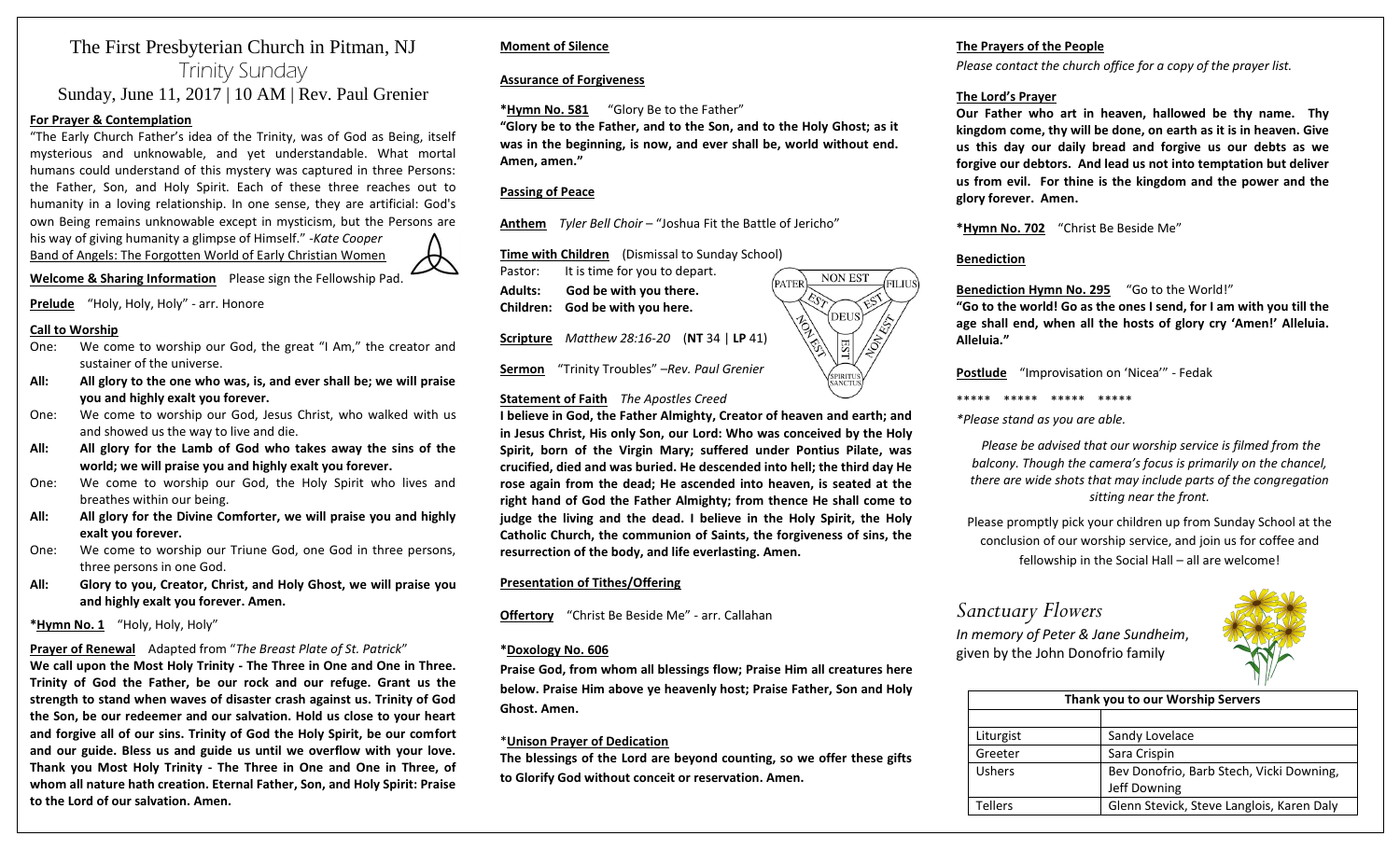# The First Presbyterian Church in Pitman, NJ

## Trinity Sunday

Sunday, June 11, 2017 | 10 AM | Rev. Paul Grenier

**For Prayer & Contemplation**

"The Early Church Father's idea of the Trinity, was of God as Being, itself mysterious and unknowable, and yet understandable. What mortal humans could understand of this mystery was captured in three Persons: the Father, Son, and Holy Spirit. Each of these three reaches out to humanity in a loving relationship. In one sense, they are artificial: God's own Being remains unknowable except in mysticism, but the Persons are his way of giving humanity a glimpse of Himself." -*Kate Cooper*
Band of Angels: The Forgotten World of Early Christian Women

**Welcome & Sharing Information** Please sign the Fellowship Pad.

**Prelude** "Holy, Holy, Holy" - arr. Honore

**Call to Worship**

One: We come to worship our God, the great "I Am," the creator and sustainer of the universe.

**All: All glory to the one who was, is, and ever shall be; we will praise you and highly exalt you forever.**

One: We come to worship our God, Jesus Christ, who walked with us and showed us the way to live and die.

**All: All glory for the Lamb of God who takes away the sins of the world; we will praise you and highly exalt you forever.**

One: We come to worship our God, the Holy Spirit who lives and breathes within our being.

**All: All glory for the Divine Comforter, we will praise you and highly exalt you forever.**

One: We come to worship our Triune God, one God in three persons, three persons in one God.

**All: Glory to you, Creator, Christ, and Holy Ghost, we will praise you and highly exalt you forever. Amen.**

***Hymn No. 1** "Holy, Holy, Holy"

**Prayer of Renewal** Adapted from "*The Breast Plate of St. Patrick*"

**We call upon the Most Holy Trinity - The Three in One and One in Three. Trinity of God the Father, be our rock and our refuge. Grant us the strength to stand when waves of disaster crash against us. Trinity of God the Son, be our redeemer and our salvation. Hold us close to your heart and forgive all of our sins. Trinity of God the Holy Spirit, be our comfort and our guide. Bless us and guide us until we overflow with your love. Thank you Most Holy Trinity - The Three in One and One in Three, of whom all nature hath creation. Eternal Father, Son, and Holy Spirit: Praise to the Lord of our salvation. Amen.**

**Moment of Silence**

**Assurance of Forgiveness**

***Hymn No. 581** "Glory Be to the Father"

**"Glory be to the Father, and to the Son, and to the Holy Ghost; as it was in the beginning, is now, and ever shall be, world without end. Amen, amen."**

**Passing of Peace**

**Anthem** *Tyler Bell Choir* – "Joshua Fit the Battle of Jericho"

**Time with Children** (Dismissal to Sunday School)

Pastor: It is time for you to depart.
**Adults: God be with you there.**
**Children: God be with you here.**

**Scripture** *Matthew 28:16-20* (**NT** 34 | **LP** 41)

**Sermon** "Trinity Troubles" –*Rev. Paul Grenier*

**Statement of Faith** *The Apostles Creed*

**I believe in God, the Father Almighty, Creator of heaven and earth; and in Jesus Christ, His only Son, our Lord: Who was conceived by the Holy Spirit, born of the Virgin Mary; suffered under Pontius Pilate, was crucified, died and was buried. He descended into hell; the third day He rose again from the dead; He ascended into heaven, is seated at the right hand of God the Father Almighty; from thence He shall come to judge the living and the dead. I believe in the Holy Spirit, the Holy Catholic Church, the communion of Saints, the forgiveness of sins, the resurrection of the body, and life everlasting. Amen.**

**Presentation of Tithes/Offering**

**Offertory** "Christ Be Beside Me" - arr. Callahan

***Doxology No. 606**

**Praise God, from whom all blessings flow; Praise Him all creatures here below. Praise Him above ye heavenly host; Praise Father, Son and Holy Ghost. Amen.**

***Unison Prayer of Dedication**

**The blessings of the Lord are beyond counting, so we offer these gifts to Glorify God without conceit or reservation. Amen.**

**The Prayers of the People**

*Please contact the church office for a copy of the prayer list.*

**The Lord's Prayer**

**Our Father who art in heaven, hallowed be thy name. Thy kingdom come, thy will be done, on earth as it is in heaven. Give us this day our daily bread and forgive us our debts as we forgive our debtors. And lead us not into temptation but deliver us from evil. For thine is the kingdom and the power and the glory forever. Amen.**

***Hymn No. 702** "Christ Be Beside Me"

**Benediction**

**Benediction Hymn No. 295** "Go to the World!"

**"Go to the world! Go as the ones I send, for I am with you till the age shall end, when all the hosts of glory cry 'Amen!' Alleluia. Alleluia."**

**Postlude** "Improvisation on 'Nicea'" - Fedak

\***** ***** ***** *****

*\*Please stand as you are able.*

*Please be advised that our worship service is filmed from the balcony. Though the camera's focus is primarily on the chancel, there are wide shots that may include parts of the congregation sitting near the front.*

Please promptly pick your children up from Sunday School at the conclusion of our worship service, and join us for coffee and fellowship in the Social Hall – all are welcome!

## *Sanctuary Flowers*

*In memory of Peter & Jane Sundheim*, given by the John Donofrio family

| Thank you to our Worship Servers | |
|---|---|
| | |
| Liturgist | Sandy Lovelace |
| Greeter | Sara Crispin |
| Ushers | Bev Donofrio, Barb Stech, Vicki Downing, Jeff Downing |
| Tellers | Glenn Stevick, Stephen Langlois, Karen Daly |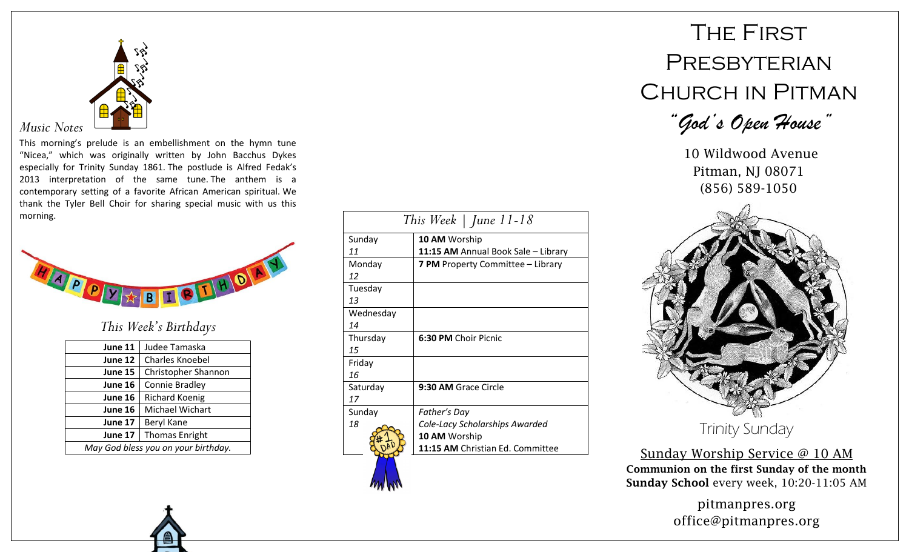*Music Notes*

This morning's prelude is an embellishment on the hymn tune "Nicea," which was originally written by John Bacchus Dykes especially for Trinity Sunday 1861. The postlude is Alfred Fedak's 2013 interpretation of the same tune. The anthem is a contemporary setting of a favorite African American spiritual. We thank the Tyler Bell Choir for sharing special music with us this morning.

## *This Week's Birthdays*

| | |
|---|---|
| **June 11** | Judee Tamaska |
| **June 12** | Charles Knoebel |
| **June 15** | Christopher Shannon |
| **June 16** | Connie Bradley |
| **June 16** | Richard Koenig |
| **June 16** | Michael Wichart |
| **June 17** | Beryl Kane |
| **June 17** | Thomas Enright |
| *May God bless you on your birthday.* | |

## *This Week | June 11-18*

| | |
|---|---|
| Sunday *11* | **10 AM** Worship<br>**11:15 AM** Annual Book Sale – Library |
| Monday *12* | **7 PM** Property Committee – Library |
| Tuesday *13* | |
| Wednesday *14* | |
| Thursday *15* | **6:30 PM** Choir Picnic |
| Friday *16* | |
| Saturday *17* | **9:30 AM** Grace Circle |
| Sunday *18* | *Father's Day*<br>*Cole-Lacy Scholarships Awarded*<br>**10 AM** Worship<br>**11:15 AM** Christian Ed. Committee |

# The First Presbyterian Church in Pitman

*"God's Open House"*

10 Wildwood Avenue
Pitman, NJ 08071
(856) 589-1050

Trinity Sunday

Sunday Worship Service @ 10 AM

**Communion on the first Sunday of the month**
**Sunday School** every week, 10:20-11:05 AM

pitmanpres.org
office@pitmanpres.org